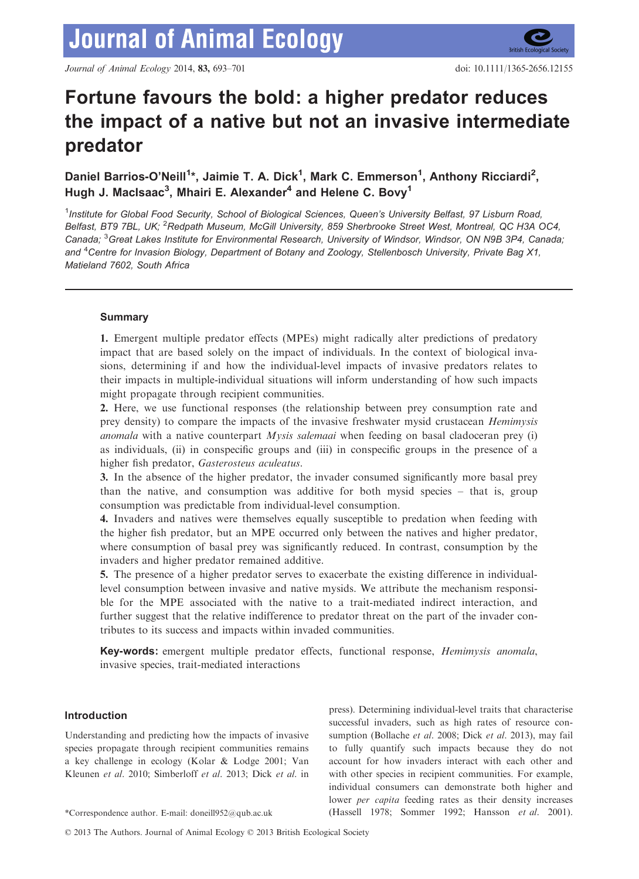# Fortune favours the bold: a higher predator reduces the impact of a native but not an invasive intermediate predator

**Daniel Barrios-O'Neill[1]*, Jaimie T. A. Dick[1], Mark C. Emmerson[1], Anthony Ricciardi[2], Hugh J. MacIsaac[3], Mhairi E. Alexander[4] and Helene C. Bovy[1]**

[1]*Institute for Global Food Security, School of Biological Sciences, Queen's University Belfast, 97 Lisburn Road, Belfast, BT9 7BL, UK;* [2]*Redpath Museum, McGill University, 859 Sherbrooke Street West, Montreal, QC H3A OC4, Canada;* [3]*Great Lakes Institute for Environmental Research, University of Windsor, Windsor, ON N9B 3P4, Canada; and* [4]*Centre for Invasion Biology, Department of Botany and Zoology, Stellenbosch University, Private Bag X1, Matieland 7602, South Africa*

## Summary

**1.** Emergent multiple predator effects (MPEs) might radically alter predictions of predatory impact that are based solely on the impact of individuals. In the context of biological invasions, determining if and how the individual-level impacts of invasive predators relates to their impacts in multiple-individual situations will inform understanding of how such impacts might propagate through recipient communities.

**2.** Here, we use functional responses (the relationship between prey consumption rate and prey density) to compare the impacts of the invasive freshwater mysid crustacean *Hemimysis anomala* with a native counterpart *Mysis salemaai* when feeding on basal cladoceran prey (i) as individuals, (ii) in conspecific groups and (iii) in conspecific groups in the presence of a higher fish predator, *Gasterosteus aculeatus*.

**3.** In the absence of the higher predator, the invader consumed significantly more basal prey than the native, and consumption was additive for both mysid species – that is, group consumption was predictable from individual-level consumption.

**4.** Invaders and natives were themselves equally susceptible to predation when feeding with the higher fish predator, but an MPE occurred only between the natives and higher predator, where consumption of basal prey was significantly reduced. In contrast, consumption by the invaders and higher predator remained additive.

**5.** The presence of a higher predator serves to exacerbate the existing difference in individual-level consumption between invasive and native mysids. We attribute the mechanism responsible for the MPE associated with the native to a trait-mediated indirect interaction, and further suggest that the relative indifference to predator threat on the part of the invader contributes to its success and impacts within invaded communities.

**Key-words:** emergent multiple predator effects, functional response, *Hemimysis anomala*, invasive species, trait-mediated interactions

## Introduction

Understanding and predicting how the impacts of invasive species propagate through recipient communities remains a key challenge in ecology (Kolar & Lodge 2001; Van Kleunen *et al*. 2010; Simberloff *et al*. 2013; Dick *et al*. in press). Determining individual-level traits that characterise successful invaders, such as high rates of resource consumption (Bollache *et al*. 2008; Dick *et al*. 2013), may fail to fully quantify such impacts because they do not account for how invaders interact with each other and with other species in recipient communities. For example, individual consumers can demonstrate both higher and lower *per capita* feeding rates as their density increases (Hassell 1978; Sommer 1992; Hansson *et al*. 2001).

*Correspondence author. E-mail: doneill952@qub.ac.uk

© 2013 The Authors. Journal of Animal Ecology © 2013 British Ecological Society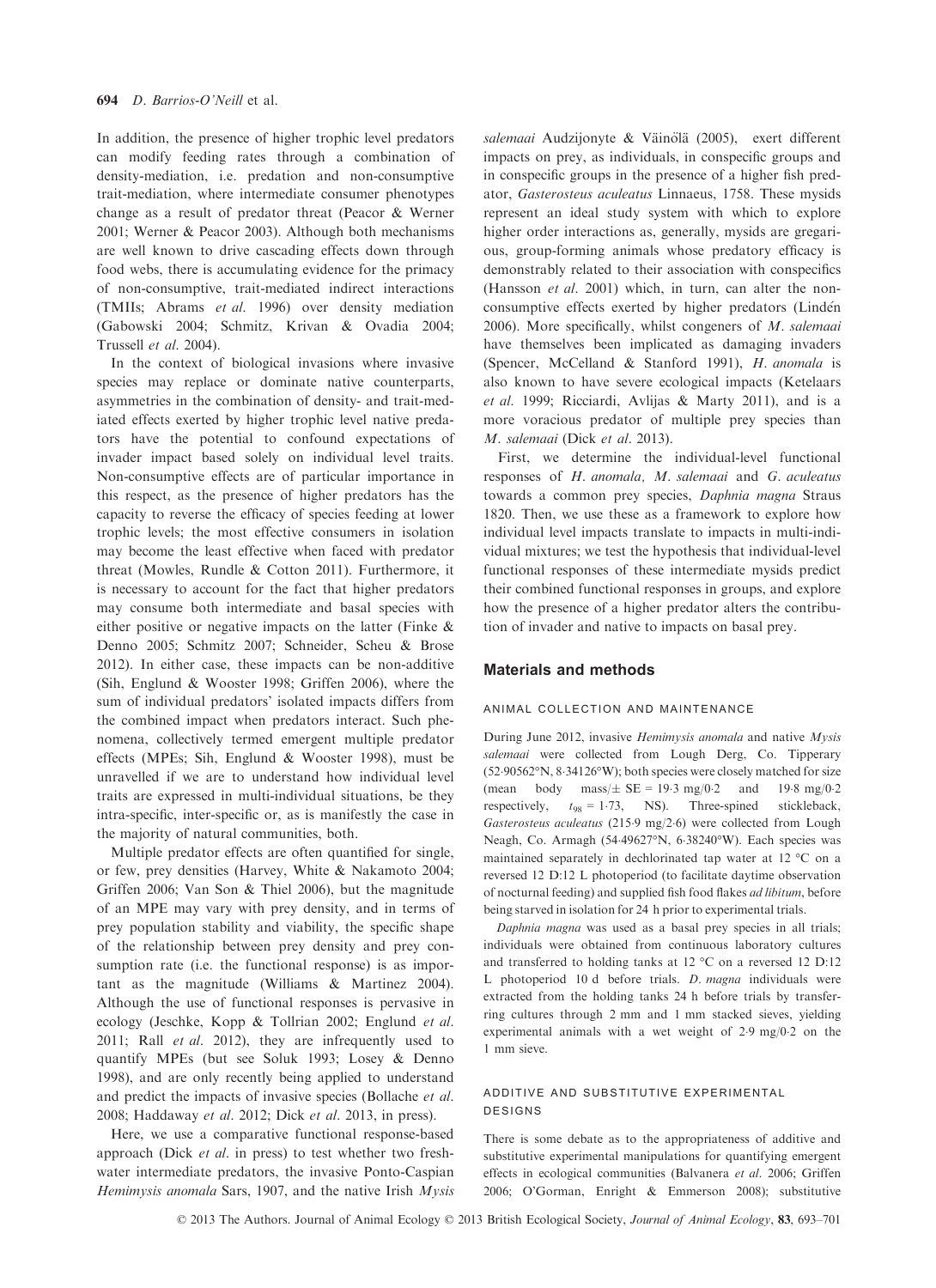In addition, the presence of higher trophic level predators can modify feeding rates through a combination of density-mediation, i.e. predation and non-consumptive trait-mediation, where intermediate consumer phenotypes change as a result of predator threat (Peacor & Werner 2001; Werner & Peacor 2003). Although both mechanisms are well known to drive cascading effects down through food webs, there is accumulating evidence for the primacy of non-consumptive, trait-mediated indirect interactions (TMIIs; Abrams *et al.* 1996) over density mediation (Gabowski 2004; Schmitz, Krivan & Ovadia 2004; Trussell *et al.* 2004).

In the context of biological invasions where invasive species may replace or dominate native counterparts, asymmetries in the combination of density- and trait-mediated effects exerted by higher trophic level native predators have the potential to confound expectations of invader impact based solely on individual level traits. Non-consumptive effects are of particular importance in this respect, as the presence of higher predators has the capacity to reverse the efficacy of species feeding at lower trophic levels; the most effective consumers in isolation may become the least effective when faced with predator threat (Mowles, Rundle & Cotton 2011). Furthermore, it is necessary to account for the fact that higher predators may consume both intermediate and basal species with either positive or negative impacts on the latter (Finke & Denno 2005; Schmitz 2007; Schneider, Scheu & Brose 2012). In either case, these impacts can be non-additive (Sih, Englund & Wooster 1998; Griffen 2006), where the sum of individual predators' isolated impacts differs from the combined impact when predators interact. Such phenomena, collectively termed emergent multiple predator effects (MPEs; Sih, Englund & Wooster 1998), must be unravelled if we are to understand how individual level traits are expressed in multi-individual situations, be they intra-specific, inter-specific or, as is manifestly the case in the majority of natural communities, both.

Multiple predator effects are often quantified for single, or few, prey densities (Harvey, White & Nakamoto 2004; Griffen 2006; Van Son & Thiel 2006), but the magnitude of an MPE may vary with prey density, and in terms of prey population stability and viability, the specific shape of the relationship between prey density and prey consumption rate (i.e. the functional response) is as important as the magnitude (Williams & Martinez 2004). Although the use of functional responses is pervasive in ecology (Jeschke, Kopp & Tollrian 2002; Englund *et al.* 2011; Rall *et al.* 2012), they are infrequently used to quantify MPEs (but see Soluk 1993; Losey & Denno 1998), and are only recently being applied to understand and predict the impacts of invasive species (Bollache *et al.* 2008; Haddaway *et al.* 2012; Dick *et al.* 2013, in press).

Here, we use a comparative functional response-based approach (Dick *et al.* in press) to test whether two freshwater intermediate predators, the invasive Ponto-Caspian *Hemimysis anomala* Sars, 1907, and the native Irish *Mysis salemaai* Audzijonyte & Väinölä (2005), exert different impacts on prey, as individuals, in conspecific groups and in conspecific groups in the presence of a higher fish predator, *Gasterosteus aculeatus* Linnaeus, 1758. These mysids represent an ideal study system with which to explore higher order interactions as, generally, mysids are gregarious, group-forming animals whose predatory efficacy is demonstrably related to their association with conspecifics (Hansson *et al.* 2001) which, in turn, can alter the non-consumptive effects exerted by higher predators (Lindén 2006). More specifically, whilst congeners of *M. salemaai* have themselves been implicated as damaging invaders (Spencer, McCelland & Stanford 1991), *H. anomala* is also known to have severe ecological impacts (Ketelaars *et al.* 1999; Ricciardi, Avlijas & Marty 2011), and is a more voracious predator of multiple prey species than *M. salemaai* (Dick *et al.* 2013).

First, we determine the individual-level functional responses of *H. anomala*, *M. salemaai* and *G. aculeatus* towards a common prey species, *Daphnia magna* Straus 1820. Then, we use these as a framework to explore how individual level impacts translate to impacts in multi-individual mixtures; we test the hypothesis that individual-level functional responses of these intermediate mysids predict their combined functional responses in groups, and explore how the presence of a higher predator alters the contribution of invader and native to impacts on basal prey.

## Materials and methods

### ANIMAL COLLECTION AND MAINTENANCE

During June 2012, invasive *Hemimysis anomala* and native *Mysis salemaai* were collected from Lough Derg, Co. Tipperary (52·90562°N, 8·34126°W); both species were closely matched for size (mean body mass/± SE = 19·3 mg/0·2 and 19·8 mg/0·2 respectively, $t_{98} = 1{\cdot}73$, NS). Three-spined stickleback, *Gasterosteus aculeatus* (215·9 mg/2·6) were collected from Lough Neagh, Co. Armagh (54·49627°N, 6·38240°W). Each species was maintained separately in dechlorinated tap water at 12 °C on a reversed 12 D:12 L photoperiod (to facilitate daytime observation of nocturnal feeding) and supplied fish food flakes *ad libitum*, before being starved in isolation for 24 h prior to experimental trials.

*Daphnia magna* was used as a basal prey species in all trials; individuals were obtained from continuous laboratory cultures and transferred to holding tanks at 12 °C on a reversed 12 D:12 L photoperiod 10 d before trials. *D. magna* individuals were extracted from the holding tanks 24 h before trials by transferring cultures through 2 mm and 1 mm stacked sieves, yielding experimental animals with a wet weight of 2·9 mg/0·2 on the 1 mm sieve.

### ADDITIVE AND SUBSTITUTIVE EXPERIMENTAL DESIGNS

There is some debate as to the appropriateness of additive and substitutive experimental manipulations for quantifying emergent effects in ecological communities (Balvanera *et al.* 2006; Griffen 2006; O'Gorman, Enright & Emmerson 2008); substitutive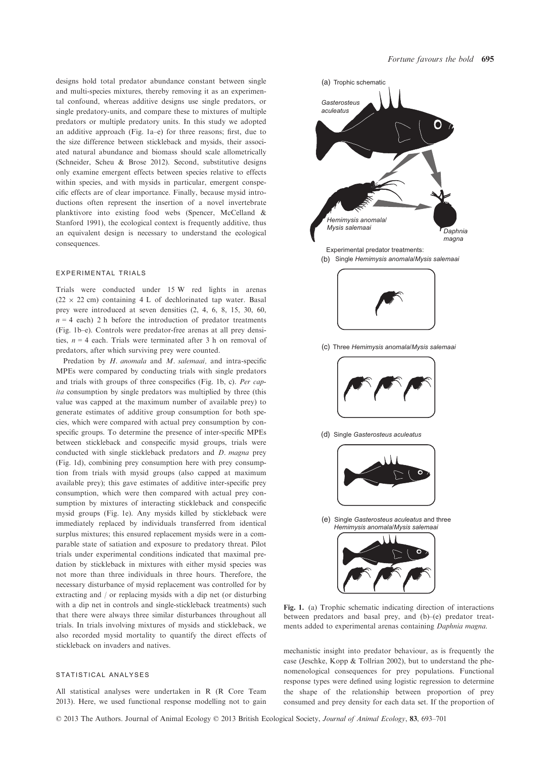designs hold total predator abundance constant between single and multi-species mixtures, thereby removing it as an experimental confound, whereas additive designs use single predators, or single predatory-units, and compare these to mixtures of multiple predators or multiple predatory units. In this study we adopted an additive approach (Fig. 1a–e) for three reasons; first, due to the size difference between stickleback and mysids, their associated natural abundance and biomass should scale allometrically (Schneider, Scheu & Brose 2012). Second, substitutive designs only examine emergent effects between species relative to effects within species, and with mysids in particular, emergent conspecific effects are of clear importance. Finally, because mysid introductions often represent the insertion of a novel invertebrate planktivore into existing food webs (Spencer, McCelland & Stanford 1991), the ecological context is frequently additive, thus an equivalent design is necessary to understand the ecological consequences.

### EXPERIMENTAL TRIALS

Trials were conducted under 15 W red lights in arenas (22 × 22 cm) containing 4 L of dechlorinated tap water. Basal prey were introduced at seven densities (2, 4, 6, 8, 15, 30, 60, $n = 4$ each) 2 h before the introduction of predator treatments (Fig. 1b–e). Controls were predator-free arenas at all prey densities, $n = 4$ each. Trials were terminated after 3 h on removal of predators, after which surviving prey were counted.

Predation by *H. anomala* and *M. salemaai,* and intra-specific MPEs were compared by conducting trials with single predators and trials with groups of three conspecifics (Fig. 1b, c). *Per capita* consumption by single predators was multiplied by three (this value was capped at the maximum number of available prey) to generate estimates of additive group consumption for both species, which were compared with actual prey consumption by conspecific groups. To determine the presence of inter-specific MPEs between stickleback and conspecific mysid groups, trials were conducted with single stickleback predators and *D. magna* prey (Fig. 1d), combining prey consumption here with prey consumption from trials with mysid groups (also capped at maximum available prey); this gave estimates of additive inter-specific prey consumption, which were then compared with actual prey consumption by mixtures of interacting stickleback and conspecific mysid groups (Fig. 1e). Any mysids killed by stickleback were immediately replaced by individuals transferred from identical surplus mixtures; this ensured replacement mysids were in a comparable state of satiation and exposure to predatory threat. Pilot trials under experimental conditions indicated that maximal predation by stickleback in mixtures with either mysid species was not more than three individuals in three hours. Therefore, the necessary disturbance of mysid replacement was controlled for by extracting and / or replacing mysids with a dip net (or disturbing with a dip net in controls and single-stickleback treatments) such that there were always three similar disturbances throughout all trials. In trials involving mixtures of mysids and stickleback, we also recorded mysid mortality to quantify the direct effects of stickleback on invaders and natives.

### STATISTICAL ANALYSES

All statistical analyses were undertaken in R (R Core Team 2013). Here, we used functional response modelling not to gain mechanistic insight into predator behaviour, as is frequently the case (Jeschke, Kopp & Tollrian 2002), but to understand the phenomenological consequences for prey populations. Functional response types were defined using logistic regression to determine the shape of the relationship between proportion of prey consumed and prey density for each data set. If the proportion of

(a) Trophic schematic

*Gasterosteus aculeatus*

*Hemimysis anomala/ Mysis salemaai*

*Daphnia magna*

Experimental predator treatments:

(b) Single *Hemimysis anomala/Mysis salemaai*

(c) Three *Hemimysis anomala/Mysis salemaai*

(d) Single *Gasterosteus aculeatus*

(e) Single *Gasterosteus aculeatus* and three *Hemimysis anomala/Mysis salemaai*

**Fig. 1.** (a) Trophic schematic indicating direction of interactions between predators and basal prey, and (b)–(e) predator treatments added to experimental arenas containing *Daphnia magna*.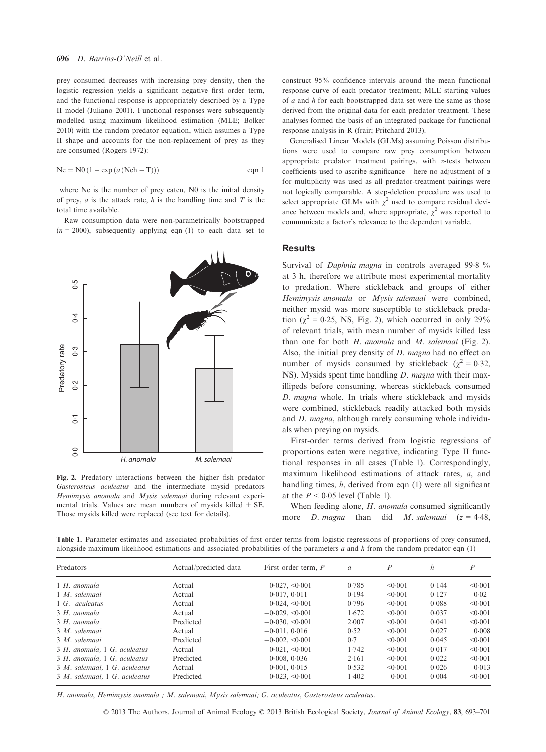prey consumed decreases with increasing prey density, then the logistic regression yields a significant negative first order term, and the functional response is appropriately described by a Type II model (Juliano 2001). Functional responses were subsequently modelled using maximum likelihood estimation (MLE; Bolker 2010) with the random predator equation, which assumes a Type II shape and accounts for the non-replacement of prey as they are consumed (Rogers 1972):

$$\mathrm{Ne} = \mathrm{N0}\left(1 - \exp\left(a\left(\mathrm{Ne}h - \mathrm{T}\right)\right)\right) \qquad \text{eqn 1}$$

where Ne is the number of prey eaten, N0 is the initial density of prey, $a$ is the attack rate, $h$ is the handling time and $T$ is the total time available.

Raw consumption data were non-parametrically bootstrapped ($n = 2000$), subsequently applying eqn (1) to each data set to construct 95% confidence intervals around the mean functional response curve of each predator treatment; MLE starting values of $a$ and $h$ for each bootstrapped data set were the same as those derived from the original data for each predator treatment. These analyses formed the basis of an integrated package for functional response analysis in R (frair; Pritchard 2013).

Generalised Linear Models (GLMs) assuming Poisson distributions were used to compare raw prey consumption between appropriate predator treatment pairings, with $z$-tests between coefficients used to ascribe significance – here no adjustment of $\alpha$ for multiplicity was used as all predator-treatment pairings were not logically comparable. A step-deletion procedure was used to select appropriate GLMs with $\chi^2$ used to compare residual deviance between models and, where appropriate, $\chi^2$ was reported to communicate a factor's relevance to the dependent variable.

**Fig. 2.** Predatory interactions between the higher fish predator *Gasterosteus aculeatus* and the intermediate mysid predators *Hemimysis anomala* and *Mysis salemaai* during relevant experimental trials. Values are mean numbers of mysids killed ± SE. Those mysids killed were replaced (see text for details).

## Results

Survival of *Daphnia magna* in controls averaged 99·8 % at 3 h, therefore we attribute most experimental mortality to predation. Where stickleback and groups of either *Hemimysis anomala* or *Mysis salemaai* were combined, neither mysid was more susceptible to stickleback predation ($\chi^2 = 0{\cdot}25$, NS, Fig. 2), which occurred in only 29% of relevant trials, with mean number of mysids killed less than one for both *H. anomala* and *M. salemaai* (Fig. 2). Also, the initial prey density of *D. magna* had no effect on number of mysids consumed by stickleback ($\chi^2 = 0{\cdot}32$, NS). Mysids spent time handling *D. magna* with their maxillipeds before consuming, whereas stickleback consumed *D. magna* whole. In trials where stickleback and mysids were combined, stickleback readily attacked both mysids and *D. magna*, although rarely consuming whole individuals when preying on mysids.

First-order terms derived from logistic regressions of proportions eaten were negative, indicating Type II functional responses in all cases (Table 1). Correspondingly, maximum likelihood estimations of attack rates, $a$, and handling times, $h$, derived from eqn (1) were all significant at the $P < 0{\cdot}05$ level (Table 1).

When feeding alone, *H. anomala* consumed significantly more *D. magna* than did *M. salemaai* ($z = 4{\cdot}48$,

**Table 1.** Parameter estimates and associated probabilities of first order terms from logistic regressions of proportions of prey consumed, alongside maximum likelihood estimations and associated probabilities of the parameters $a$ and $h$ from the random predator eqn (1)

| Predators | Actual/predicted data | First order term, $P$ | $a$ | $P$ | $h$ | $P$ |
|---|---|---|---|---|---|---|
| 1 *H. anomala* | Actual | −0·027, <0·001 | 0·785 | <0·001 | 0·144 | <0·001 |
| 1 *M. salemaai* | Actual | −0·017, 0·011 | 0·194 | <0·001 | 0·127 | 0·02 |
| 1 *G. aculeatus* | Actual | −0·024, <0·001 | 0·796 | <0·001 | 0·088 | <0·001 |
| 3 *H. anomala* | Actual | −0·029, <0·001 | 1·672 | <0·001 | 0·037 | <0·001 |
| 3 *H. anomala* | Predicted | −0·030, <0·001 | 2·007 | <0·001 | 0·041 | <0·001 |
| 3 *M. salemaai* | Actual | −0·011, 0·016 | 0·52 | <0·001 | 0·027 | 0·008 |
| 3 *M. salemaai* | Predicted | −0·002, <0·001 | 0·7 | <0·001 | 0·045 | <0·001 |
| 3 *H. anomala*, 1 *G. aculeatus* | Actual | −0·021, <0·001 | 1·742 | <0·001 | 0·017 | <0·001 |
| 3 *H. anomala*, 1 *G. aculeatus* | Predicted | −0·008, 0·036 | 2·161 | <0·001 | 0·022 | <0·001 |
| 3 *M. salemaai*, 1 *G. aculeatus* | Actual | −0·001, 0·015 | 0·532 | <0·001 | 0·026 | 0·013 |
| 3 *M. salemaai*, 1 *G. aculeatus* | Predicted | −0·023, <0·001 | 1·402 | 0·001 | 0·004 | <0·001 |

*H. anomala*, *Hemimysis anomala* ; *M. salemaai*, *Mysis salemaai*; *G. aculeatus*, *Gasterosteus aculeatus*.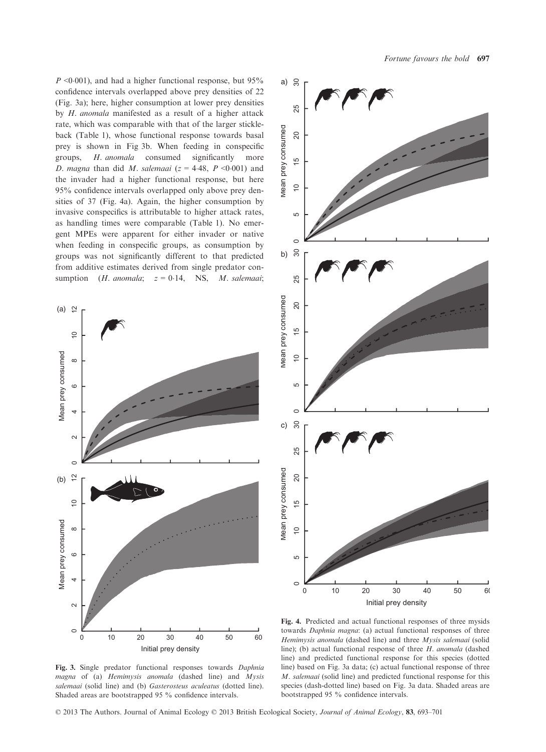$P$ <0·001), and had a higher functional response, but 95% confidence intervals overlapped above prey densities of 22 (Fig. 3a); here, higher consumption at lower prey densities by *H. anomala* manifested as a result of a higher attack rate, which was comparable with that of the larger stickleback (Table 1), whose functional response towards basal prey is shown in Fig 3b. When feeding in conspecific groups, *H. anomala* consumed significantly more *D. magna* than did *M. salemaai* ($z$ = 4·48, $P$ <0·001) and the invader had a higher functional response, but here 95% confidence intervals overlapped only above prey densities of 37 (Fig. 4a). Again, the higher consumption by invasive conspecifics is attributable to higher attack rates, as handling times were comparable (Table 1). No emergent MPEs were apparent for either invader or native when feeding in conspecific groups, as consumption by groups was not significantly different to that predicted from additive estimates derived from single predator consumption (*H. anomala*; $z$ = 0·14, NS, *M. salemaai*;

**Fig. 3.** Single predator functional responses towards *Daphnia magna* of (a) *Hemimysis anomala* (dashed line) and *Mysis salemaai* (solid line) and (b) *Gasterosteus aculeatus* (dotted line). Shaded areas are bootstrapped 95 % confidence intervals.

**Fig. 4.** Predicted and actual functional responses of three mysids towards *Daphnia magna*: (a) actual functional responses of three *Hemimysis anomala* (dashed line) and three *Mysis salemaai* (solid line); (b) actual functional response of three *H. anomala* (dashed line) and predicted functional response for this species (dotted line) based on Fig. 3a data; (c) actual functional response of three *M. salemaai* (solid line) and predicted functional response for this species (dash-dotted line) based on Fig. 3a data. Shaded areas are bootstrapped 95 % confidence intervals.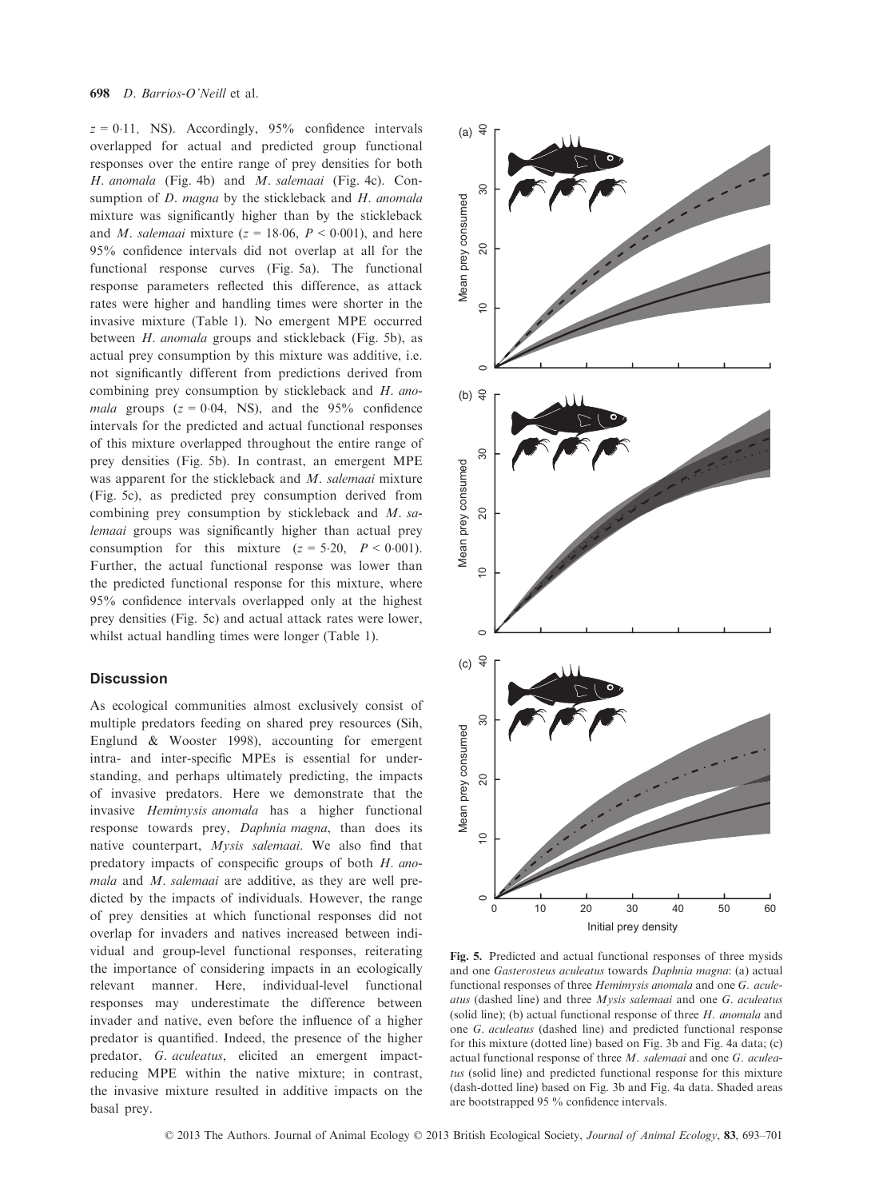$z = 0{\cdot}11$, NS). Accordingly, 95% confidence intervals overlapped for actual and predicted group functional responses over the entire range of prey densities for both *H. anomala* (Fig. 4b) and *M. salemaai* (Fig. 4c). Consumption of *D. magna* by the stickleback and *H. anomala* mixture was significantly higher than by the stickleback and *M. salemaai* mixture ($z = 18{\cdot}06$, $P < 0{\cdot}001$), and here 95% confidence intervals did not overlap at all for the functional response curves (Fig. 5a). The functional response parameters reflected this difference, as attack rates were higher and handling times were shorter in the invasive mixture (Table 1). No emergent MPE occurred between *H. anomala* groups and stickleback (Fig. 5b), as actual prey consumption by this mixture was additive, i.e. not significantly different from predictions derived from combining prey consumption by stickleback and *H. anomala* groups ($z = 0{\cdot}04$, NS), and the 95% confidence intervals for the predicted and actual functional responses of this mixture overlapped throughout the entire range of prey densities (Fig. 5b). In contrast, an emergent MPE was apparent for the stickleback and *M. salemaai* mixture (Fig. 5c), as predicted prey consumption derived from combining prey consumption by stickleback and *M. salemaai* groups was significantly higher than actual prey consumption for this mixture ($z = 5{\cdot}20$, $P < 0{\cdot}001$). Further, the actual functional response was lower than the predicted functional response for this mixture, where 95% confidence intervals overlapped only at the highest prey densities (Fig. 5c) and actual attack rates were lower, whilst actual handling times were longer (Table 1).

## Discussion

As ecological communities almost exclusively consist of multiple predators feeding on shared prey resources (Sih, Englund & Wooster 1998), accounting for emergent intra- and inter-specific MPEs is essential for understanding, and perhaps ultimately predicting, the impacts of invasive predators. Here we demonstrate that the invasive *Hemimysis anomala* has a higher functional response towards prey, *Daphnia magna*, than does its native counterpart, *Mysis salemaai*. We also find that predatory impacts of conspecific groups of both *H. anomala* and *M. salemaai* are additive, as they are well predicted by the impacts of individuals. However, the range of prey densities at which functional responses did not overlap for invaders and natives increased between individual and group-level functional responses, reiterating the importance of considering impacts in an ecologically relevant manner. Here, individual-level functional responses may underestimate the difference between invader and native, even before the influence of a higher predator is quantified. Indeed, the presence of the higher predator, *G. aculeatus*, elicited an emergent impact-reducing MPE within the native mixture; in contrast, the invasive mixture resulted in additive impacts on the basal prey.

**Fig. 5.** Predicted and actual functional responses of three mysids and one *Gasterosteus aculeatus* towards *Daphnia magna*: (a) actual functional responses of three *Hemimysis anomala* and one *G. aculeatus* (dashed line) and three *Mysis salemaai* and one *G. aculeatus* (solid line); (b) actual functional response of three *H. anomala* and one *G. aculeatus* (dashed line) and predicted functional response for this mixture (dotted line) based on Fig. 3b and Fig. 4a data; (c) actual functional response of three *M. salemaai* and one *G. aculeatus* (solid line) and predicted functional response for this mixture (dash-dotted line) based on Fig. 3b and Fig. 4a data. Shaded areas are bootstrapped 95 % confidence intervals.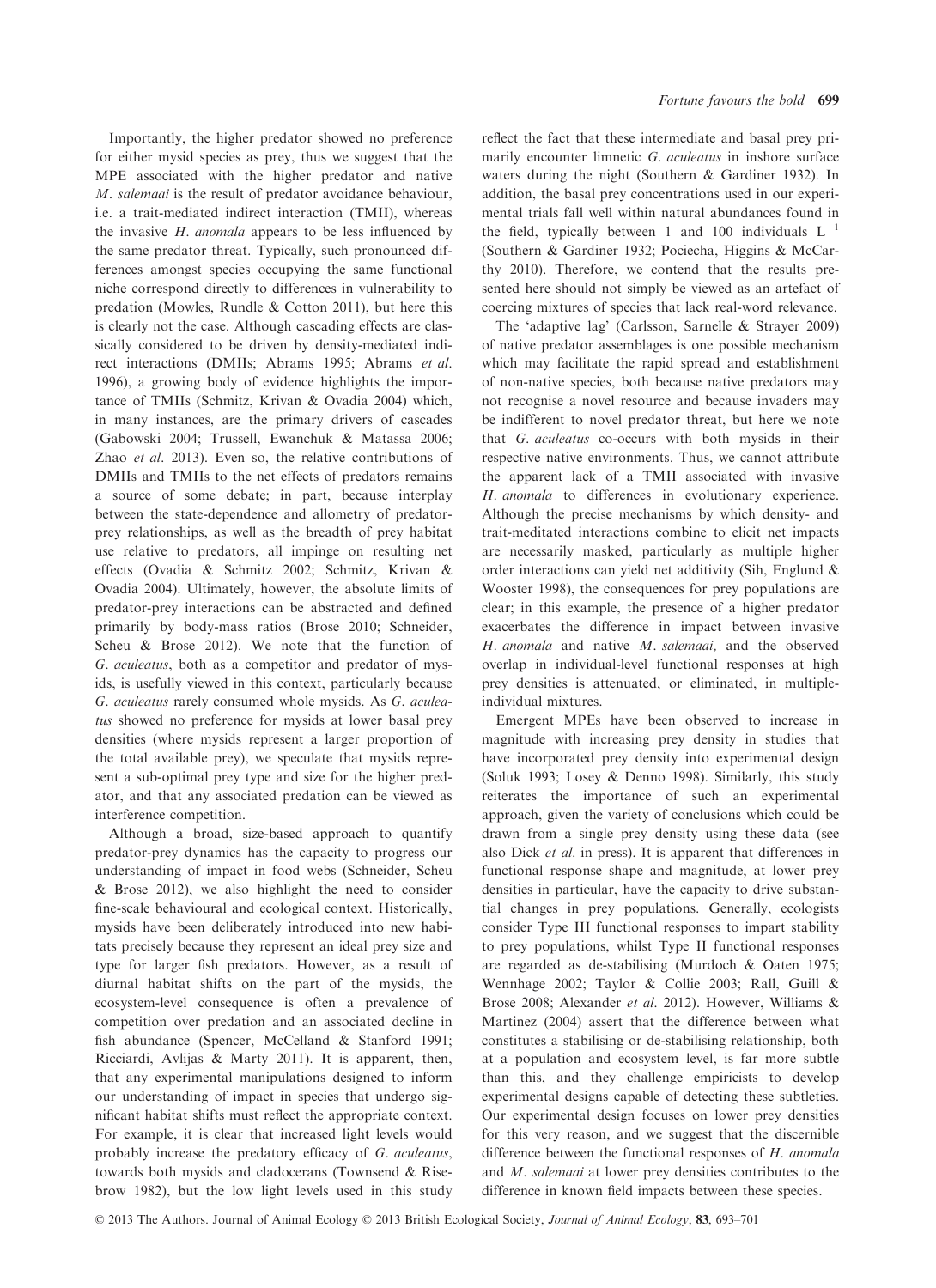Importantly, the higher predator showed no preference for either mysid species as prey, thus we suggest that the MPE associated with the higher predator and native *M. salemaai* is the result of predator avoidance behaviour, i.e. a trait-mediated indirect interaction (TMII), whereas the invasive *H. anomala* appears to be less influenced by the same predator threat. Typically, such pronounced differences amongst species occupying the same functional niche correspond directly to differences in vulnerability to predation (Mowles, Rundle & Cotton 2011), but here this is clearly not the case. Although cascading effects are classically considered to be driven by density-mediated indirect interactions (DMIIs; Abrams 1995; Abrams *et al*. 1996), a growing body of evidence highlights the importance of TMIIs (Schmitz, Krivan & Ovadia 2004) which, in many instances, are the primary drivers of cascades (Gabowski 2004; Trussell, Ewanchuk & Matassa 2006; Zhao *et al*. 2013). Even so, the relative contributions of DMIIs and TMIIs to the net effects of predators remains a source of some debate; in part, because interplay between the state-dependence and allometry of predator-prey relationships, as well as the breadth of prey habitat use relative to predators, all impinge on resulting net effects (Ovadia & Schmitz 2002; Schmitz, Krivan & Ovadia 2004). Ultimately, however, the absolute limits of predator-prey interactions can be abstracted and defined primarily by body-mass ratios (Brose 2010; Schneider, Scheu & Brose 2012). We note that the function of *G. aculeatus*, both as a competitor and predator of mysids, is usefully viewed in this context, particularly because *G. aculeatus* rarely consumed whole mysids. As *G. aculeatus* showed no preference for mysids at lower basal prey densities (where mysids represent a larger proportion of the total available prey), we speculate that mysids represent a sub-optimal prey type and size for the higher predator, and that any associated predation can be viewed as interference competition.

Although a broad, size-based approach to quantify predator-prey dynamics has the capacity to progress our understanding of impact in food webs (Schneider, Scheu & Brose 2012), we also highlight the need to consider fine-scale behavioural and ecological context. Historically, mysids have been deliberately introduced into new habitats precisely because they represent an ideal prey size and type for larger fish predators. However, as a result of diurnal habitat shifts on the part of the mysids, the ecosystem-level consequence is often a prevalence of competition over predation and an associated decline in fish abundance (Spencer, McCelland & Stanford 1991; Ricciardi, Avlijas & Marty 2011). It is apparent, then, that any experimental manipulations designed to inform our understanding of impact in species that undergo significant habitat shifts must reflect the appropriate context. For example, it is clear that increased light levels would probably increase the predatory efficacy of *G. aculeatus*, towards both mysids and cladocerans (Townsend & Risebrow 1982), but the low light levels used in this study reflect the fact that these intermediate and basal prey primarily encounter limnetic *G. aculeatus* in inshore surface waters during the night (Southern & Gardiner 1932). In addition, the basal prey concentrations used in our experimental trials fall well within natural abundances found in the field, typically between 1 and 100 individuals $L^{-1}$ (Southern & Gardiner 1932; Pociecha, Higgins & McCarthy 2010). Therefore, we contend that the results presented here should not simply be viewed as an artefact of coercing mixtures of species that lack real-word relevance.

The 'adaptive lag' (Carlsson, Sarnelle & Strayer 2009) of native predator assemblages is one possible mechanism which may facilitate the rapid spread and establishment of non-native species, both because native predators may not recognise a novel resource and because invaders may be indifferent to novel predator threat, but here we note that *G. aculeatus* co-occurs with both mysids in their respective native environments. Thus, we cannot attribute the apparent lack of a TMII associated with invasive *H. anomala* to differences in evolutionary experience. Although the precise mechanisms by which density- and trait-meditated interactions combine to elicit net impacts are necessarily masked, particularly as multiple higher order interactions can yield net additivity (Sih, Englund & Wooster 1998), the consequences for prey populations are clear; in this example, the presence of a higher predator exacerbates the difference in impact between invasive *H. anomala* and native *M. salemaai,* and the observed overlap in individual-level functional responses at high prey densities is attenuated, or eliminated, in multiple-individual mixtures.

Emergent MPEs have been observed to increase in magnitude with increasing prey density in studies that have incorporated prey density into experimental design (Soluk 1993; Losey & Denno 1998). Similarly, this study reiterates the importance of such an experimental approach, given the variety of conclusions which could be drawn from a single prey density using these data (see also Dick *et al*. in press). It is apparent that differences in functional response shape and magnitude, at lower prey densities in particular, have the capacity to drive substantial changes in prey populations. Generally, ecologists consider Type III functional responses to impart stability to prey populations, whilst Type II functional responses are regarded as de-stabilising (Murdoch & Oaten 1975; Wennhage 2002; Taylor & Collie 2003; Rall, Guill & Brose 2008; Alexander *et al*. 2012). However, Williams & Martinez (2004) assert that the difference between what constitutes a stabilising or de-stabilising relationship, both at a population and ecosystem level, is far more subtle than this, and they challenge empiricists to develop experimental designs capable of detecting these subtleties. Our experimental design focuses on lower prey densities for this very reason, and we suggest that the discernible difference between the functional responses of *H. anomala* and *M. salemaai* at lower prey densities contributes to the difference in known field impacts between these species.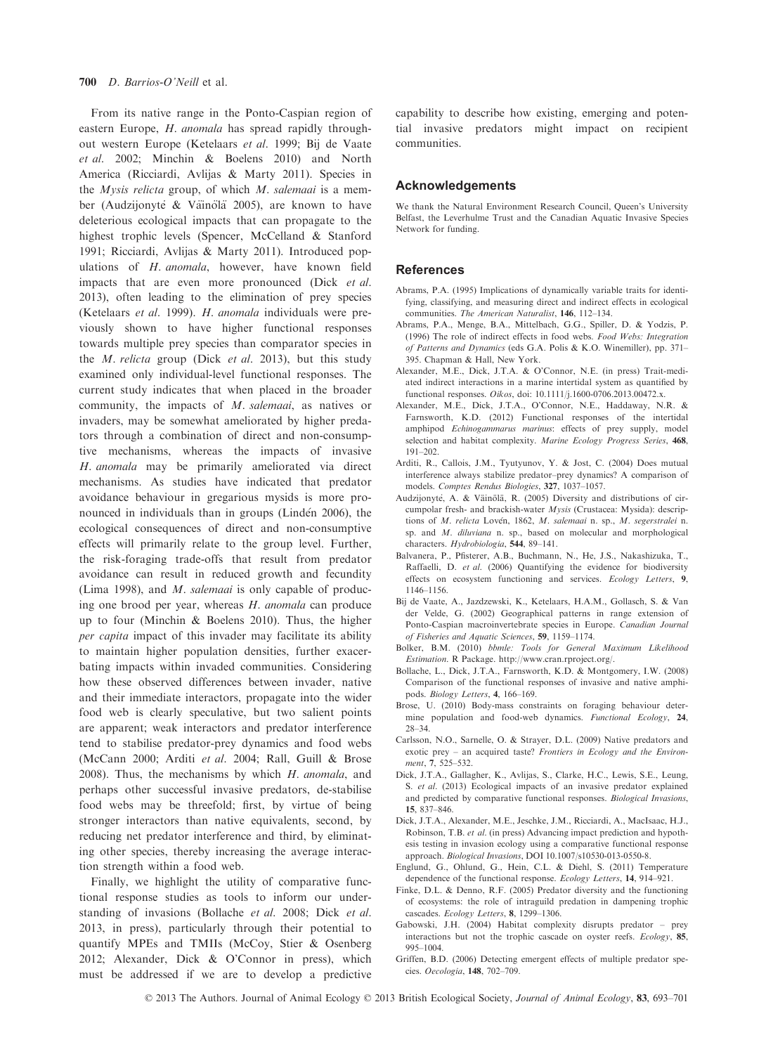From its native range in the Ponto-Caspian region of eastern Europe, *H. anomala* has spread rapidly throughout western Europe (Ketelaars *et al.* 1999; Bij de Vaate *et al.* 2002; Minchin & Boelens 2010) and North America (Ricciardi, Avlijas & Marty 2011). Species in the *Mysis relicta* group, of which *M. salemaai* is a member (Audzijonytė & Väinölä 2005), are known to have deleterious ecological impacts that can propagate to the highest trophic levels (Spencer, McCelland & Stanford 1991; Ricciardi, Avlijas & Marty 2011). Introduced populations of *H. anomala*, however, have known field impacts that are even more pronounced (Dick *et al.* 2013), often leading to the elimination of prey species (Ketelaars *et al.* 1999). *H. anomala* individuals were previously shown to have higher functional responses towards multiple prey species than comparator species in the *M. relicta* group (Dick *et al.* 2013), but this study examined only individual-level functional responses. The current study indicates that when placed in the broader community, the impacts of *M. salemaai*, as natives or invaders, may be somewhat ameliorated by higher predators through a combination of direct and non-consumptive mechanisms, whereas the impacts of invasive *H. anomala* may be primarily ameliorated via direct mechanisms. As studies have indicated that predator avoidance behaviour in gregarious mysids is more pronounced in individuals than in groups (Lindén 2006), the ecological consequences of direct and non-consumptive effects will primarily relate to the group level. Further, the risk-foraging trade-offs that result from predator avoidance can result in reduced growth and fecundity (Lima 1998), and *M. salemaai* is only capable of producing one brood per year, whereas *H. anomala* can produce up to four (Minchin & Boelens 2010). Thus, the higher *per capita* impact of this invader may facilitate its ability to maintain higher population densities, further exacerbating impacts within invaded communities. Considering how these observed differences between invader, native and their immediate interactors, propagate into the wider food web is clearly speculative, but two salient points are apparent; weak interactors and predator interference tend to stabilise predator-prey dynamics and food webs (McCann 2000; Arditi *et al.* 2004; Rall, Guill & Brose 2008). Thus, the mechanisms by which *H. anomala*, and perhaps other successful invasive predators, de-stabilise food webs may be threefold; first, by virtue of being stronger interactors than native equivalents, second, by reducing net predator interference and third, by eliminating other species, thereby increasing the average interaction strength within a food web.

Finally, we highlight the utility of comparative functional response studies as tools to inform our understanding of invasions (Bollache *et al.* 2008; Dick *et al.* 2013, in press), particularly through their potential to quantify MPEs and TMIIs (McCoy, Stier & Osenberg 2012; Alexander, Dick & O'Connor in press), which must be addressed if we are to develop a predictive capability to describe how existing, emerging and potential invasive predators might impact on recipient communities.

## Acknowledgements

We thank the Natural Environment Research Council, Queen's University Belfast, the Leverhulme Trust and the Canadian Aquatic Invasive Species Network for funding.

## References

Abrams, P.A. (1995) Implications of dynamically variable traits for identifying, classifying, and measuring direct and indirect effects in ecological communities. *The American Naturalist*, **146**, 112–134.

Abrams, P.A., Menge, B.A., Mittelbach, G.G., Spiller, D. & Yodzis, P. (1996) The role of indirect effects in food webs. *Food Webs: Integration of Patterns and Dynamics* (eds G.A. Polis & K.O. Winemiller), pp. 371–395. Chapman & Hall, New York.

Alexander, M.E., Dick, J.T.A. & O'Connor, N.E. (in press) Trait-mediated indirect interactions in a marine intertidal system as quantified by functional responses. *Oikos*, doi: 10.1111/j.1600-0706.2013.00472.x.

Alexander, M.E., Dick, J.T.A., O'Connor, N.E., Haddaway, N.R. & Farnsworth, K.D. (2012) Functional responses of the intertidal amphipod *Echinogammarus marinus*: effects of prey supply, model selection and habitat complexity. *Marine Ecology Progress Series*, **468**, 191–202.

Arditi, R., Callois, J.M., Tyutyunov, Y. & Jost, C. (2004) Does mutual interference always stabilize predator–prey dynamics? A comparison of models. *Comptes Rendus Biologies*, **327**, 1037–1057.

Audzijonytė, A. & Väinölä, R. (2005) Diversity and distributions of circumpolar fresh- and brackish-water *Mysis* (Crustacea: Mysida): descriptions of *M. relicta* Lovén, 1862, *M. salemaai* n. sp., *M. segerstralei* n. sp. and *M. diluviana* n. sp., based on molecular and morphological characters. *Hydrobiologia*, **544**, 89–141.

Balvanera, P., Pfisterer, A.B., Buchmann, N., He, J.S., Nakashizuka, T., Raffaelli, D. *et al.* (2006) Quantifying the evidence for biodiversity effects on ecosystem functioning and services. *Ecology Letters*, **9**, 1146–1156.

Bij de Vaate, A., Jazdzewski, K., Ketelaars, H.A.M., Gollasch, S. & Van der Velde, G. (2002) Geographical patterns in range extension of Ponto-Caspian macroinvertebrate species in Europe. *Canadian Journal of Fisheries and Aquatic Sciences*, **59**, 1159–1174.

Bolker, B.M. (2010) *bbmle: Tools for General Maximum Likelihood Estimation*. R Package. http://www.cran.rproject.org/.

Bollache, L., Dick, J.T.A., Farnsworth, K.D. & Montgomery, I.W. (2008) Comparison of the functional responses of invasive and native amphipods. *Biology Letters*, **4**, 166–169.

Brose, U. (2010) Body-mass constraints on foraging behaviour determine population and food-web dynamics. *Functional Ecology*, **24**, 28–34.

Carlsson, N.O., Sarnelle, O. & Strayer, D.L. (2009) Native predators and exotic prey – an acquired taste? *Frontiers in Ecology and the Environment*, **7**, 525–532.

Dick, J.T.A., Gallagher, K., Avlijas, S., Clarke, H.C., Lewis, S.E., Leung, S. *et al.* (2013) Ecological impacts of an invasive predator explained and predicted by comparative functional responses. *Biological Invasions*, **15**, 837–846.

Dick, J.T.A., Alexander, M.E., Jeschke, J.M., Ricciardi, A., MacIsaac, H.J., Robinson, T.B. *et al.* (in press) Advancing impact prediction and hypothesis testing in invasion ecology using a comparative functional response approach. *Biological Invasions*, DOI 10.1007/s10530-013-0550-8.

Englund, G., Ohlund, G., Hein, C.L. & Diehl, S. (2011) Temperature dependence of the functional response. *Ecology Letters*, **14**, 914–921.

Finke, D.L. & Denno, R.F. (2005) Predator diversity and the functioning of ecosystems: the role of intraguild predation in dampening trophic cascades. *Ecology Letters*, **8**, 1299–1306.

Gabowski, J.H. (2004) Habitat complexity disrupts predator – prey interactions but not the trophic cascade on oyster reefs. *Ecology*, **85**, 995–1004.

Griffen, B.D. (2006) Detecting emergent effects of multiple predator species. *Oecologia*, **148**, 702–709.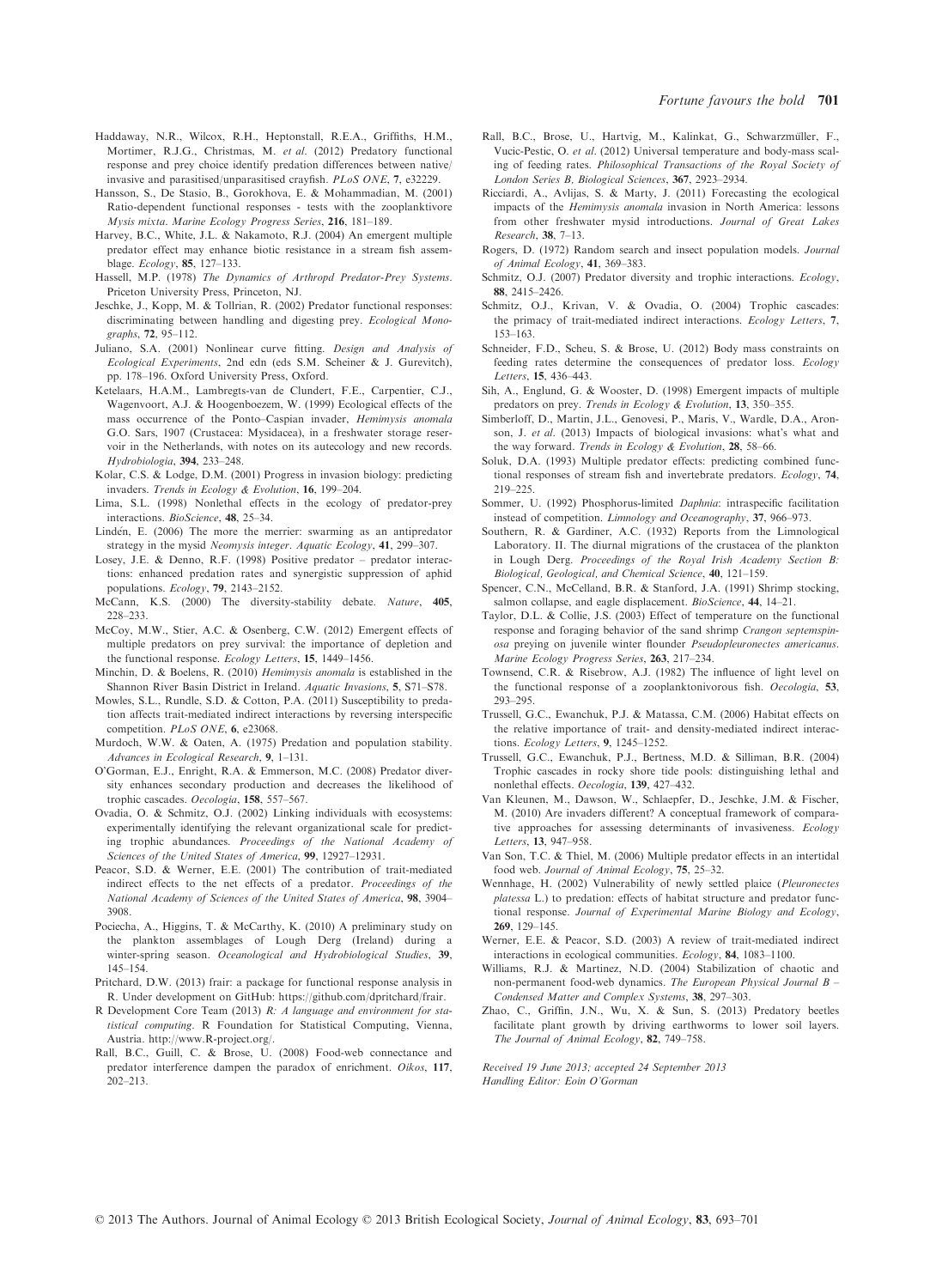Haddaway, N.R., Wilcox, R.H., Heptonstall, R.E.A., Griffiths, H.M., Mortimer, R.J.G., Christmas, M. *et al.* (2012) Predatory functional response and prey choice identify predation differences between native/invasive and parasitised/unparasitised crayfish. *PLoS ONE*, **7**, e32229.

Hansson, S., De Stasio, B., Gorokhova, E. & Mohammadian, M. (2001) Ratio-dependent functional responses - tests with the zooplanktivore *Mysis mixta*. *Marine Ecology Progress Series*, **216**, 181–189.

Harvey, B.C., White, J.L. & Nakamoto, R.J. (2004) An emergent multiple predator effect may enhance biotic resistance in a stream fish assemblage. *Ecology*, **85**, 127–133.

Hassell, M.P. (1978) *The Dynamics of Arthropd Predator-Prey Systems*. Priceton University Press, Princeton, NJ.

Jeschke, J., Kopp, M. & Tollrian, R. (2002) Predator functional responses: discriminating between handling and digesting prey. *Ecological Monographs*, **72**, 95–112.

Juliano, S.A. (2001) Nonlinear curve fitting. *Design and Analysis of Ecological Experiments*, 2nd edn (eds S.M. Scheiner & J. Gurevitch), pp. 178–196. Oxford University Press, Oxford.

Ketelaars, H.A.M., Lambregts-van de Clundert, F.E., Carpentier, C.J., Wagenvoort, A.J. & Hoogenboezem, W. (1999) Ecological effects of the mass occurrence of the Ponto–Caspian invader, *Hemimysis anomala* G.O. Sars, 1907 (Crustacea: Mysidacea), in a freshwater storage reservoir in the Netherlands, with notes on its autecology and new records. *Hydrobiologia*, **394**, 233–248.

Kolar, C.S. & Lodge, D.M. (2001) Progress in invasion biology: predicting invaders. *Trends in Ecology & Evolution*, **16**, 199–204.

Lima, S.L. (1998) Nonlethal effects in the ecology of predator-prey interactions. *BioScience*, **48**, 25–34.

Lindén, E. (2006) The more the merrier: swarming as an antipredator strategy in the mysid *Neomysis integer*. *Aquatic Ecology*, **41**, 299–307.

Losey, J.E. & Denno, R.F. (1998) Positive predator – predator interactions: enhanced predation rates and synergistic suppression of aphid populations. *Ecology*, **79**, 2143–2152.

McCann, K.S. (2000) The diversity-stability debate. *Nature*, **405**, 228–233.

McCoy, M.W., Stier, A.C. & Osenberg, C.W. (2012) Emergent effects of multiple predators on prey survival: the importance of depletion and the functional response. *Ecology Letters*, **15**, 1449–1456.

Minchin, D. & Boelens, R. (2010) *Hemimysis anomala* is established in the Shannon River Basin District in Ireland. *Aquatic Invasions*, **5**, S71–S78.

Mowles, S.L., Rundle, S.D. & Cotton, P.A. (2011) Susceptibility to predation affects trait-mediated indirect interactions by reversing interspecific competition. *PLoS ONE*, **6**, e23068.

Murdoch, W.W. & Oaten, A. (1975) Predation and population stability. *Advances in Ecological Research*, **9**, 1–131.

O'Gorman, E.J., Enright, R.A. & Emmerson, M.C. (2008) Predator diversity enhances secondary production and decreases the likelihood of trophic cascades. *Oecologia*, **158**, 557–567.

Ovadia, O. & Schmitz, O.J. (2002) Linking individuals with ecosystems: experimentally identifying the relevant organizational scale for predicting trophic abundances. *Proceedings of the National Academy of Sciences of the United States of America*, **99**, 12927–12931.

Peacor, S.D. & Werner, E.E. (2001) The contribution of trait-mediated indirect effects to the net effects of a predator. *Proceedings of the National Academy of Sciences of the United States of America*, **98**, 3904–3908.

Pociecha, A., Higgins, T. & McCarthy, K. (2010) A preliminary study on the plankton assemblages of Lough Derg (Ireland) during a winter-spring season. *Oceanological and Hydrobiological Studies*, **39**, 145–154.

Pritchard, D.W. (2013) frair: a package for functional response analysis in R. Under development on GitHub: https://github.com/dpritchard/frair.

R Development Core Team (2013) *R: A language and environment for statistical computing*. R Foundation for Statistical Computing, Vienna, Austria. http://www.R-project.org/.

Rall, B.C., Guill, C. & Brose, U. (2008) Food-web connectance and predator interference dampen the paradox of enrichment. *Oikos*, **117**, 202–213.

Rall, B.C., Brose, U., Hartvig, M., Kalinkat, G., Schwarzmüller, F., Vucic-Pestic, O. *et al.* (2012) Universal temperature and body-mass scaling of feeding rates. *Philosophical Transactions of the Royal Society of London Series B, Biological Sciences*, **367**, 2923–2934.

Ricciardi, A., Avlijas, S. & Marty, J. (2011) Forecasting the ecological impacts of the *Hemimysis anomala* invasion in North America: lessons from other freshwater mysid introductions. *Journal of Great Lakes Research*, **38**, 7–13.

Rogers, D. (1972) Random search and insect population models. *Journal of Animal Ecology*, **41**, 369–383.

Schmitz, O.J. (2007) Predator diversity and trophic interactions. *Ecology*, **88**, 2415–2426.

Schmitz, O.J., Krivan, V. & Ovadia, O. (2004) Trophic cascades: the primacy of trait-mediated indirect interactions. *Ecology Letters*, **7**, 153–163.

Schneider, F.D., Scheu, S. & Brose, U. (2012) Body mass constraints on feeding rates determine the consequences of predator loss. *Ecology Letters*, **15**, 436–443.

Sih, A., Englund, G. & Wooster, D. (1998) Emergent impacts of multiple predators on prey. *Trends in Ecology & Evolution*, **13**, 350–355.

Simberloff, D., Martin, J.L., Genovesi, P., Maris, V., Wardle, D.A., Aronson, J. *et al.* (2013) Impacts of biological invasions: what's what and the way forward. *Trends in Ecology & Evolution*, **28**, 58–66.

Soluk, D.A. (1993) Multiple predator effects: predicting combined functional responses of stream fish and invertebrate predators. *Ecology*, **74**, 219–225.

Sommer, U. (1992) Phosphorus-limited *Daphnia*: intraspecific facilitation instead of competition. *Limnology and Oceanography*, **37**, 966–973.

Southern, R. & Gardiner, A.C. (1932) Reports from the Limnological Laboratory. II. The diurnal migrations of the crustacea of the plankton in Lough Derg. *Proceedings of the Royal Irish Academy Section B: Biological, Geological, and Chemical Science*, **40**, 121–159.

Spencer, C.N., McCelland, B.R. & Stanford, J.A. (1991) Shrimp stocking, salmon collapse, and eagle displacement. *BioScience*, **44**, 14–21.

Taylor, D.L. & Collie, J.S. (2003) Effect of temperature on the functional response and foraging behavior of the sand shrimp *Crangon septemspinosa* preying on juvenile winter flounder *Pseudopleuronectes americanus*. *Marine Ecology Progress Series*, **263**, 217–234.

Townsend, C.R. & Risebrow, A.J. (1982) The influence of light level on the functional response of a zooplanktonivorous fish. *Oecologia*, **53**, 293–295.

Trussell, G.C., Ewanchuk, P.J. & Matassa, C.M. (2006) Habitat effects on the relative importance of trait- and density-mediated indirect interactions. *Ecology Letters*, **9**, 1245–1252.

Trussell, G.C., Ewanchuk, P.J., Bertness, M.D. & Silliman, B.R. (2004) Trophic cascades in rocky shore tide pools: distinguishing lethal and nonlethal effects. *Oecologia*, **139**, 427–432.

Van Kleunen, M., Dawson, W., Schlaepfer, D., Jeschke, J.M. & Fischer, M. (2010) Are invaders different? A conceptual framework of comparative approaches for assessing determinants of invasiveness. *Ecology Letters*, **13**, 947–958.

Van Son, T.C. & Thiel, M. (2006) Multiple predator effects in an intertidal food web. *Journal of Animal Ecology*, **75**, 25–32.

Wennhage, H. (2002) Vulnerability of newly settled plaice (*Pleuronectes platessa* L.) to predation: effects of habitat structure and predator functional response. *Journal of Experimental Marine Biology and Ecology*, **269**, 129–145.

Werner, E.E. & Peacor, S.D. (2003) A review of trait-mediated indirect interactions in ecological communities. *Ecology*, **84**, 1083–1100.

Williams, R.J. & Martinez, N.D. (2004) Stabilization of chaotic and non-permanent food-web dynamics. *The European Physical Journal B – Condensed Matter and Complex Systems*, **38**, 297–303.

Zhao, C., Griffin, J.N., Wu, X. & Sun, S. (2013) Predatory beetles facilitate plant growth by driving earthworms to lower soil layers. *The Journal of Animal Ecology*, **82**, 749–758.

*Received 19 June 2013; accepted 24 September 2013*
*Handling Editor: Eoin O'Gorman*